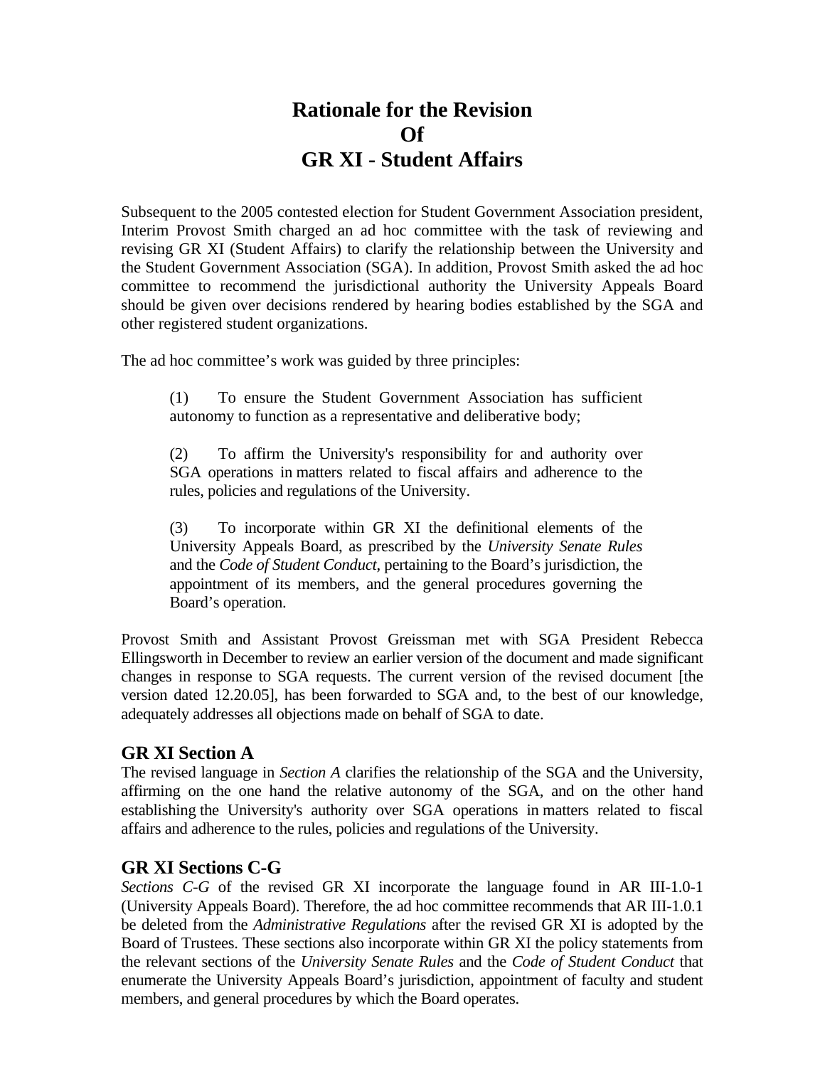# Rationale for the Revision
# Of
# GR XI - Student Affairs

Subsequent to the 2005 contested election for Student Government Association president, Interim Provost Smith charged an ad hoc committee with the task of reviewing and revising GR XI (Student Affairs) to clarify the relationship between the University and the Student Government Association (SGA). In addition, Provost Smith asked the ad hoc committee to recommend the jurisdictional authority the University Appeals Board should be given over decisions rendered by hearing bodies established by the SGA and other registered student organizations.

The ad hoc committee's work was guided by three principles:

> (1) To ensure the Student Government Association has sufficient autonomy to function as a representative and deliberative body;
>
> (2) To affirm the University's responsibility for and authority over SGA operations in matters related to fiscal affairs and adherence to the rules, policies and regulations of the University.
>
> (3) To incorporate within GR XI the definitional elements of the University Appeals Board, as prescribed by the *University Senate Rules* and the *Code of Student Conduct*, pertaining to the Board's jurisdiction, the appointment of its members, and the general procedures governing the Board's operation.

Provost Smith and Assistant Provost Greissman met with SGA President Rebecca Ellingsworth in December to review an earlier version of the document and made significant changes in response to SGA requests. The current version of the revised document [the version dated 12.20.05], has been forwarded to SGA and, to the best of our knowledge, adequately addresses all objections made on behalf of SGA to date.

## GR XI Section A

The revised language in *Section A* clarifies the relationship of the SGA and the University, affirming on the one hand the relative autonomy of the SGA, and on the other hand establishing the University's authority over SGA operations in matters related to fiscal affairs and adherence to the rules, policies and regulations of the University.

## GR XI Sections C-G

*Sections C-G* of the revised GR XI incorporate the language found in AR III-1.0-1 (University Appeals Board). Therefore, the ad hoc committee recommends that AR III-1.0.1 be deleted from the *Administrative Regulations* after the revised GR XI is adopted by the Board of Trustees. These sections also incorporate within GR XI the policy statements from the relevant sections of the *University Senate Rules* and the *Code of Student Conduct* that enumerate the University Appeals Board's jurisdiction, appointment of faculty and student members, and general procedures by which the Board operates.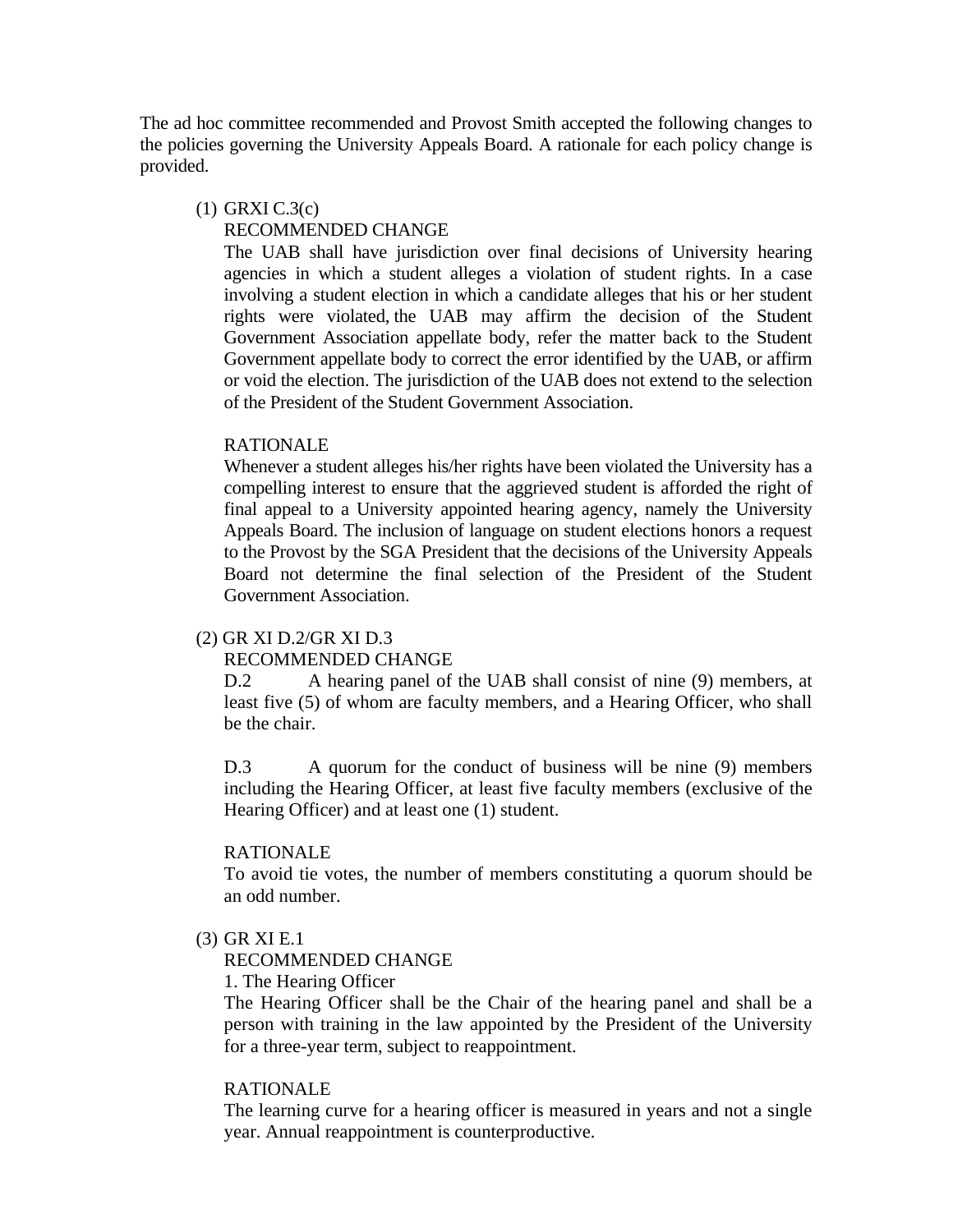The ad hoc committee recommended and Provost Smith accepted the following changes to the policies governing the University Appeals Board. A rationale for each policy change is provided.

(1) GRXI C.3(c)

RECOMMENDED CHANGE

The UAB shall have jurisdiction over final decisions of University hearing agencies in which a student alleges a violation of student rights. In a case involving a student election in which a candidate alleges that his or her student rights were violated, the UAB may affirm the decision of the Student Government Association appellate body, refer the matter back to the Student Government appellate body to correct the error identified by the UAB, or affirm or void the election. The jurisdiction of the UAB does not extend to the selection of the President of the Student Government Association.

RATIONALE

Whenever a student alleges his/her rights have been violated the University has a compelling interest to ensure that the aggrieved student is afforded the right of final appeal to a University appointed hearing agency, namely the University Appeals Board. The inclusion of language on student elections honors a request to the Provost by the SGA President that the decisions of the University Appeals Board not determine the final selection of the President of the Student Government Association.

(2) GR XI D.2/GR XI D.3

RECOMMENDED CHANGE

D.2 A hearing panel of the UAB shall consist of nine (9) members, at least five (5) of whom are faculty members, and a Hearing Officer, who shall be the chair.

D.3 A quorum for the conduct of business will be nine (9) members including the Hearing Officer, at least five faculty members (exclusive of the Hearing Officer) and at least one (1) student.

RATIONALE

To avoid tie votes, the number of members constituting a quorum should be an odd number.

(3) GR XI E.1

RECOMMENDED CHANGE

1. The Hearing Officer

The Hearing Officer shall be the Chair of the hearing panel and shall be a person with training in the law appointed by the President of the University for a three-year term, subject to reappointment.

RATIONALE

The learning curve for a hearing officer is measured in years and not a single year. Annual reappointment is counterproductive.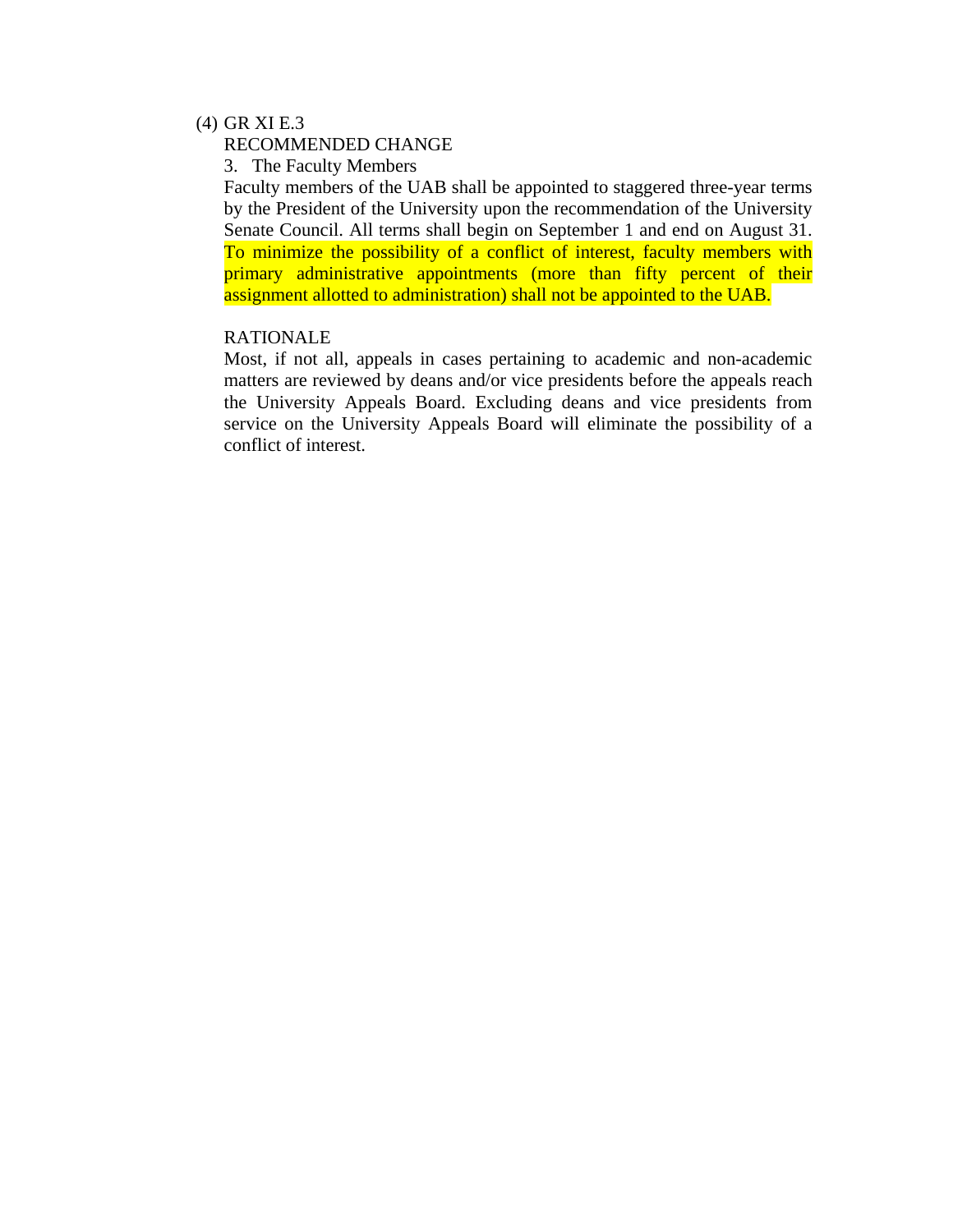(4) GR XI E.3

RECOMMENDED CHANGE

3. The Faculty Members

Faculty members of the UAB shall be appointed to staggered three-year terms by the President of the University upon the recommendation of the University Senate Council. All terms shall begin on September 1 and end on August 31. To minimize the possibility of a conflict of interest, faculty members with primary administrative appointments (more than fifty percent of their assignment allotted to administration) shall not be appointed to the UAB.

RATIONALE

Most, if not all, appeals in cases pertaining to academic and non-academic matters are reviewed by deans and/or vice presidents before the appeals reach the University Appeals Board. Excluding deans and vice presidents from service on the University Appeals Board will eliminate the possibility of a conflict of interest.